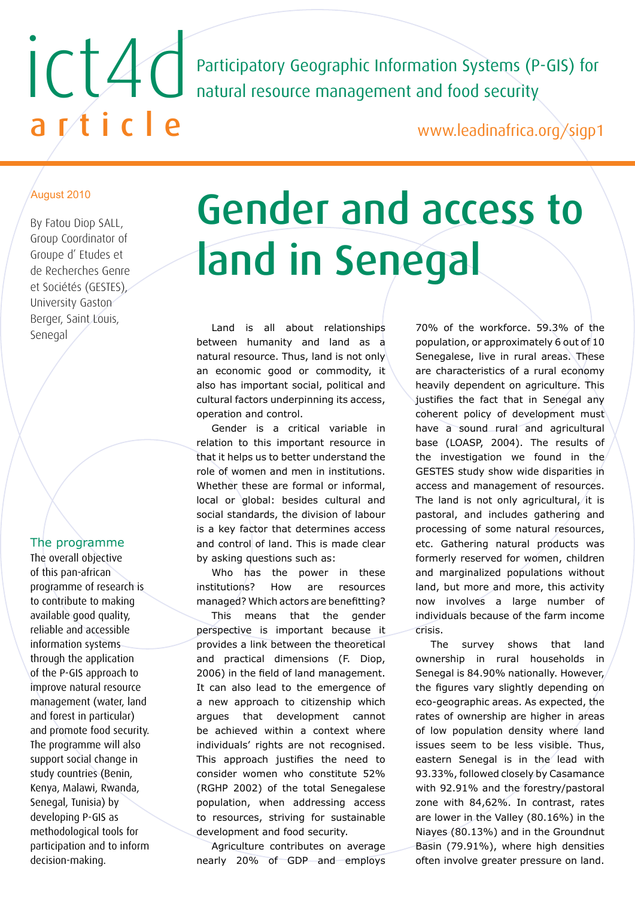ict4d article

Participatory Geographic Information Systems (P-GIS) for natural resource management and food security

www.leadinafrica.org/sigp1

August 2010

By Fatou Diop SALL, Group Coordinator of Groupe d' Etudes et de Recherches Genre et Sociétés (GESTES), University Gaston Berger, Saint Louis, Senegal

# Gender and access to land in Senegal

Land is all about relationships between humanity and land as a natural resource. Thus, land is not only an economic good or commodity, it also has important social, political and cultural factors underpinning its access, operation and control.

Gender is a critical variable in relation to this important resource in that it helps us to better understand the role of women and men in institutions. Whether these are formal or informal, local or global: besides cultural and social standards, the division of labour is a key factor that determines access and control of land. This is made clear by asking questions such as:

Who has the power in these institutions? How are resources managed? Which actors are benefitting?

This means that the gender perspective is important because it provides a link between the theoretical and practical dimensions (F. Diop, 2006) in the field of land management. It can also lead to the emergence of a new approach to citizenship which argues that development cannot be achieved within a context where individuals' rights are not recognised. This approach justifies the need to consider women who constitute 52% (RGHP 2002) of the total Senegalese population, when addressing access to resources, striving for sustainable development and food security.

Agriculture contributes on average nearly 20% of GDP and employs 70% of the workforce. 59.3% of the population, or approximately 6 out of 10 Senegalese, live in rural areas. These are characteristics of a rural economy heavily dependent on agriculture. This justifies the fact that in Senegal any coherent policy of development must have a sound rural and agricultural base (LOASP, 2004). The results of the investigation we found in the GESTES study show wide disparities in access and management of resources. The land is not only agricultural, it is pastoral, and includes gathering and processing of some natural resources, etc. Gathering natural products was formerly reserved for women, children and marginalized populations without land, but more and more, this activity now involves a large number of individuals because of the farm income crisis.

The survey shows that land ownership in rural households in Senegal is 84.90% nationally. However, the figures vary slightly depending on eco-geographic areas. As expected, the rates of ownership are higher in areas of low population density where land issues seem to be less visible. Thus, eastern Senegal is in the lead with 93.33%, followed closely by Casamance with 92.91% and the forestry/pastoral zone with 84,62%. In contrast, rates are lower in the Valley (80.16%) in the Niayes (80.13%) and in the Groundnut Basin (79.91%), where high densities often involve greater pressure on land.

## The programme

The overall objective of this pan-african programme of research is to contribute to making available good quality, reliable and accessible information systems through the application of the P-GIS approach to improve natural resource management (water, land and forest in particular) and promote food security. The programme will also support social change in study countries (Benin, Kenya, Malawi, Rwanda, Senegal, Tunisia) by developing P-GIS as methodological tools for participation and to inform decision-making.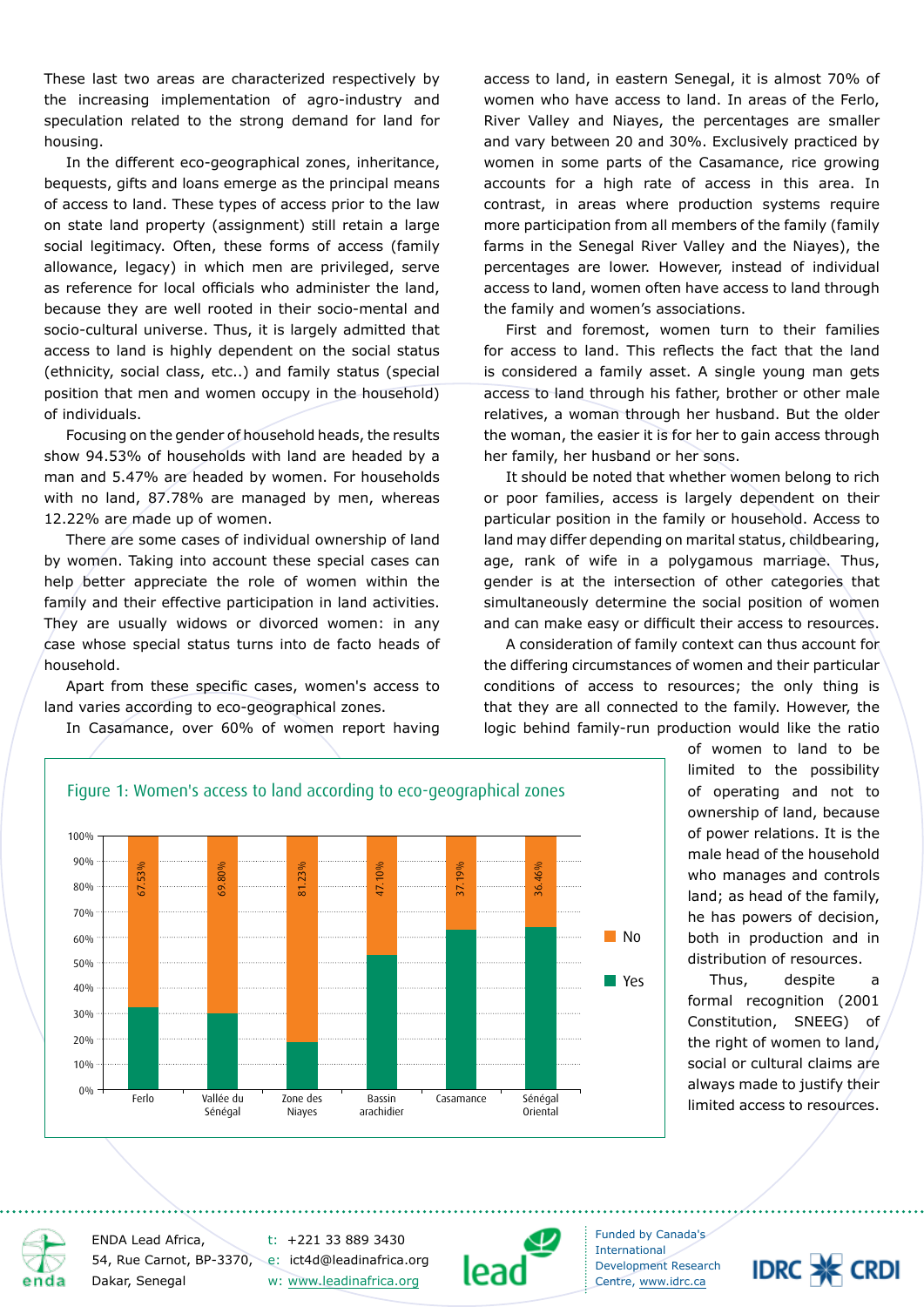These last two areas are characterized respectively by the increasing implementation of agro-industry and speculation related to the strong demand for land for housing.

In the different eco-geographical zones, inheritance, bequests, gifts and loans emerge as the principal means of access to land. These types of access prior to the law on state land property (assignment) still retain a large social legitimacy. Often, these forms of access (family allowance, legacy) in which men are privileged, serve as reference for local officials who administer the land, because they are well rooted in their socio-mental and socio-cultural universe. Thus, it is largely admitted that access to land is highly dependent on the social status (ethnicity, social class, etc..) and family status (special position that men and women occupy in the household) of individuals.

Focusing on the gender of household heads, the results show 94.53% of households with land are headed by a man and 5.47% are headed by women. For households with no land, 87.78% are managed by men, whereas 12.22% are made up of women.

There are some cases of individual ownership of land by women. Taking into account these special cases can help better appreciate the role of women within the family and their effective participation in land activities. They are usually widows or divorced women: in any case whose special status turns into de facto heads of household.

Apart from these specific cases, women's access to land varies according to eco-geographical zones.

In Casamance, over 60% of women report having access to land, in eastern Senegal, it is almost 70% of women who have access to land. In areas of the Ferlo, River Valley and Niayes, the percentages are smaller and vary between 20 and 30%. Exclusively practiced by women in some parts of the Casamance, rice growing accounts for a high rate of access in this area. In contrast, in areas where production systems require more participation from all members of the family (family farms in the Senegal River Valley and the Niayes), the percentages are lower. However, instead of individual access to land, women often have access to land through the family and women's associations.

First and foremost, women turn to their families for access to land. This reflects the fact that the land is considered a family asset. A single young man gets access to land through his father, brother or other male relatives, a woman through her husband. But the older the woman, the easier it is for her to gain access through her family, her husband or her sons.

It should be noted that whether women belong to rich or poor families, access is largely dependent on their particular position in the family or household. Access to land may differ depending on marital status, childbearing, age, rank of wife in a polygamous marriage. Thus, gender is at the intersection of other categories that simultaneously determine the social position of women and can make easy or difficult their access to resources.

A consideration of family context can thus account for the differing circumstances of women and their particular conditions of access to resources; the only thing is that they are all connected to the family. However, the logic behind family-run production would like the ratio of women to land to be limited to the possibility of operating and not to ownership of land, because of power relations. It is the male head of the household who manages and controls land; as head of the family, he has powers of decision, both in production and in distribution of resources.

Thus, despite a formal recognition (2001 Constitution, SNEEG) of the right of women to land, social or cultural claims are always made to justify their limited access to resources.

Figure 1: Women's access to land according to eco-geographical zones

100%
90%
80%
70%
60%
50%
40%
30%
20%
10%
0%

67.53%
69.80%
81.23%
47.10%
37.19%
36.46%

Ferlo
Vallée du Sénégal
Zone des Niayes
Bassin arachidier
Casamance
Sénégal Oriental

No
Yes

ENDA Lead Africa,
54, Rue Carnot, BP-3370,
Dakar, Senegal

t: +221 33 889 3430
e: ict4d@leadinafrica.org
w: www.leadinafrica.org

Funded by Canada's International Development Research Centre, www.idrc.ca